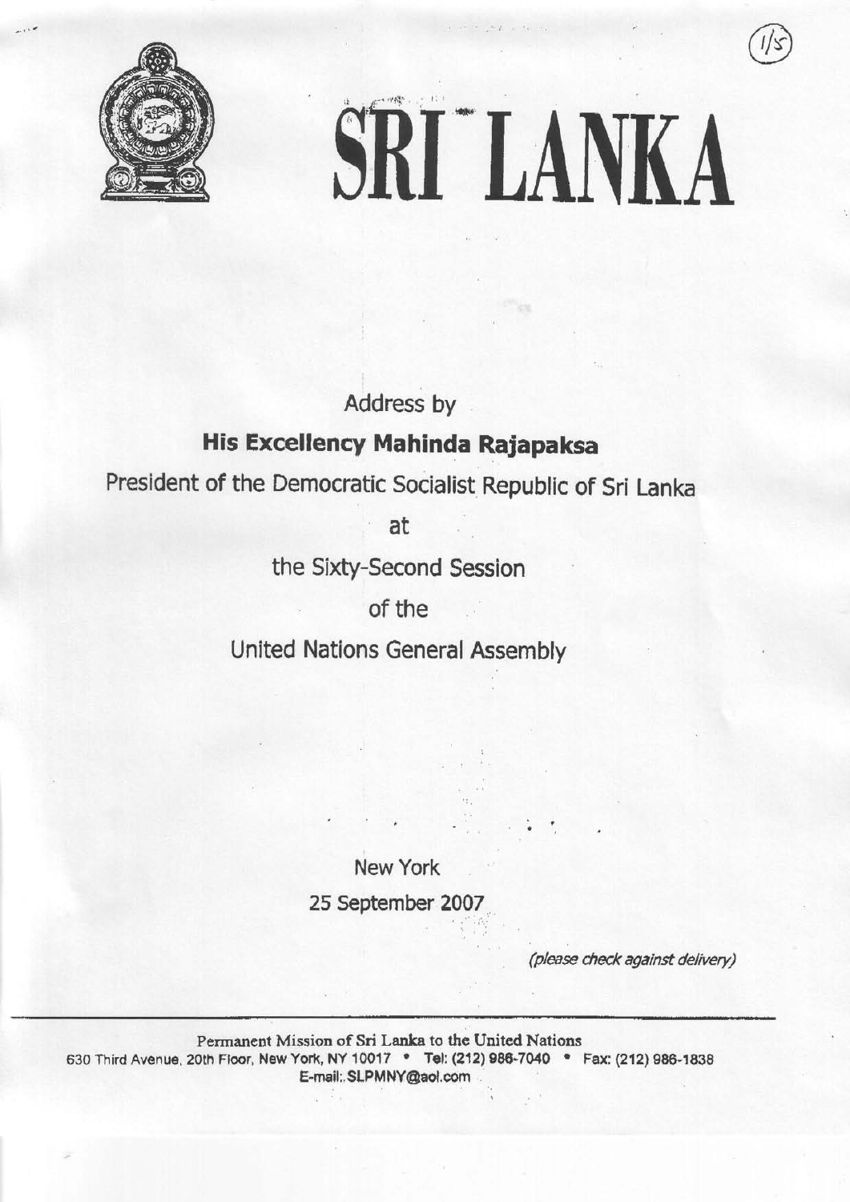# SRI LANKA

Address by

**His Excellency Mahinda Rajapaksa**

President of the Democratic Socialist Republic of Sri Lanka

at

the Sixty-Second Session

of the

United Nations General Assembly

New York

25 September 2007

*(please check against delivery)*

---

Permanent Mission of Sri Lanka to the United Nations
630 Third Avenue, 20th Floor, New York, NY 10017 • Tel: (212) 986-7040 • Fax: (212) 986-1838
E-mail: SLPMNY@aol.com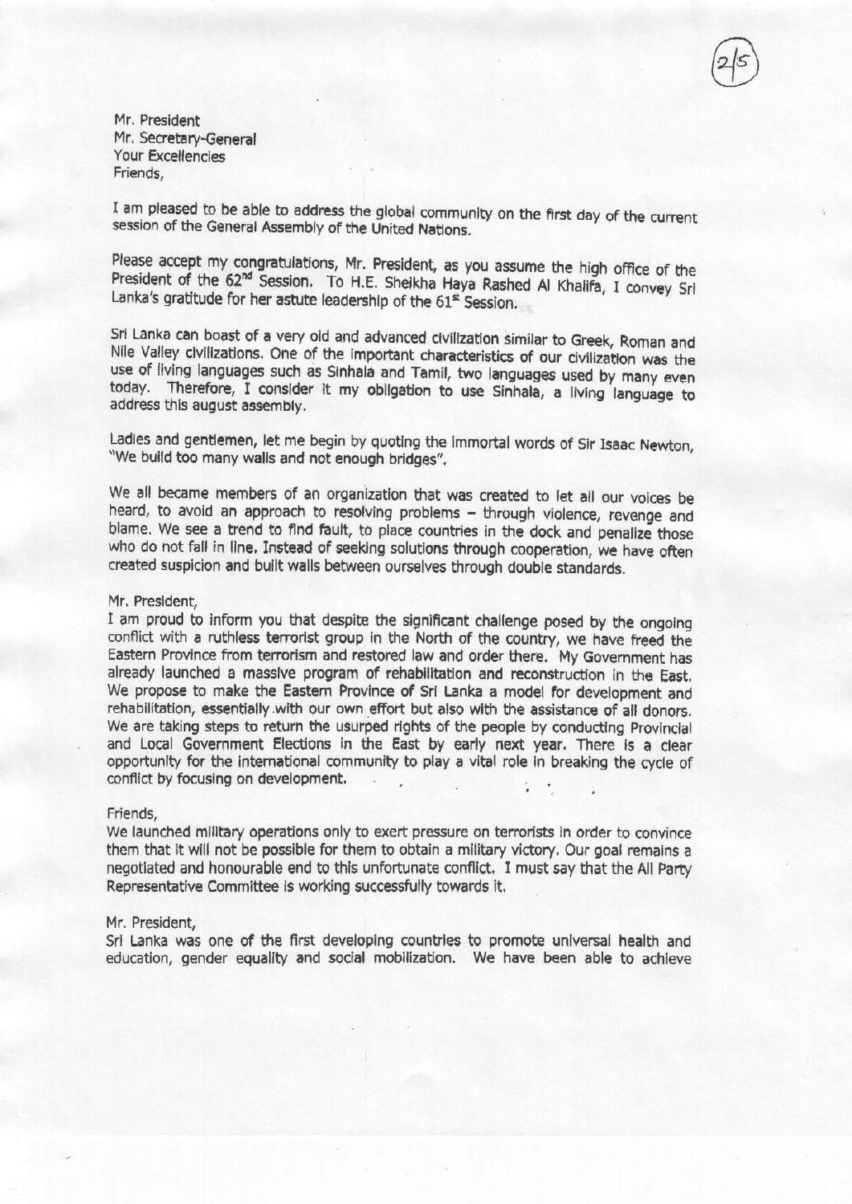Mr. President
Mr. Secretary-General
Your Excellencies
Friends,

I am pleased to be able to address the global community on the first day of the current session of the General Assembly of the United Nations.

Please accept my congratulations, Mr. President, as you assume the high office of the President of the 62nd Session. To H.E. Sheikha Haya Rashed Al Khalifa, I convey Sri Lanka's gratitude for her astute leadership of the 61st Session.

Sri Lanka can boast of a very old and advanced civilization similar to Greek, Roman and Nile Valley civilizations. One of the important characteristics of our civilization was the use of living languages such as Sinhala and Tamil, two languages used by many even today. Therefore, I consider it my obligation to use Sinhala, a living language to address this august assembly.

Ladies and gentlemen, let me begin by quoting the immortal words of Sir Isaac Newton, "We build too many walls and not enough bridges".

We all became members of an organization that was created to let all our voices be heard, to avoid an approach to resolving problems – through violence, revenge and blame. We see a trend to find fault, to place countries in the dock and penalize those who do not fall in line. Instead of seeking solutions through cooperation, we have often created suspicion and built walls between ourselves through double standards.

Mr. President,
I am proud to inform you that despite the significant challenge posed by the ongoing conflict with a ruthless terrorist group in the North of the country, we have freed the Eastern Province from terrorism and restored law and order there. My Government has already launched a massive program of rehabilitation and reconstruction in the East. We propose to make the Eastern Province of Sri Lanka a model for development and rehabilitation, essentially with our own effort but also with the assistance of all donors. We are taking steps to return the usurped rights of the people by conducting Provincial and Local Government Elections in the East by early next year. There is a clear opportunity for the international community to play a vital role in breaking the cycle of conflict by focusing on development.

Friends,
We launched military operations only to exert pressure on terrorists in order to convince them that it will not be possible for them to obtain a military victory. Our goal remains a negotiated and honourable end to this unfortunate conflict. I must say that the All Party Representative Committee is working successfully towards it.

Mr. President,
Sri Lanka was one of the first developing countries to promote universal health and education, gender equality and social mobilization. We have been able to achieve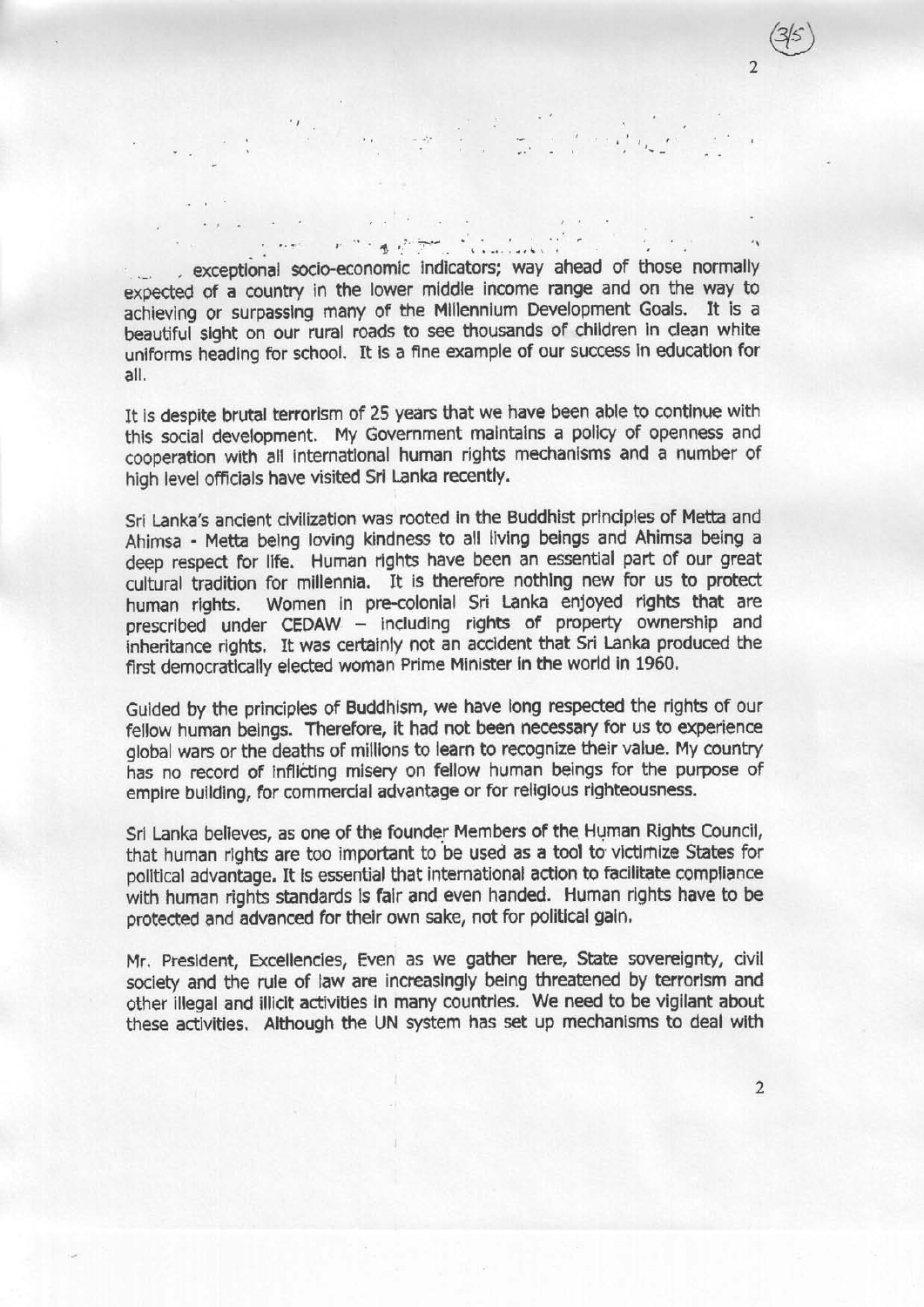exceptional socio-economic indicators; way ahead of those normally expected of a country in the lower middle income range and on the way to achieving or surpassing many of the Millennium Development Goals. It is a beautiful sight on our rural roads to see thousands of children in clean white uniforms heading for school. It is a fine example of our success in education for all.

It is despite brutal terrorism of 25 years that we have been able to continue with this social development. My Government maintains a policy of openness and cooperation with all international human rights mechanisms and a number of high level officials have visited Sri Lanka recently.

Sri Lanka's ancient civilization was rooted in the Buddhist principles of Metta and Ahimsa - Metta being loving kindness to all living beings and Ahimsa being a deep respect for life. Human rights have been an essential part of our great cultural tradition for millennia. It is therefore nothing new for us to protect human rights. Women in pre-colonial Sri Lanka enjoyed rights that are prescribed under CEDAW – including rights of property ownership and inheritance rights. It was certainly not an accident that Sri Lanka produced the first democratically elected woman Prime Minister in the world in 1960.

Guided by the principles of Buddhism, we have long respected the rights of our fellow human beings. Therefore, it had not been necessary for us to experience global wars or the deaths of millions to learn to recognize their value. My country has no record of inflicting misery on fellow human beings for the purpose of empire building, for commercial advantage or for religious righteousness.

Sri Lanka believes, as one of the founder Members of the Human Rights Council, that human rights are too important to be used as a tool to victimize States for political advantage. It is essential that international action to facilitate compliance with human rights standards is fair and even handed. Human rights have to be protected and advanced for their own sake, not for political gain.

Mr. President, Excellencies, Even as we gather here, State sovereignty, civil society and the rule of law are increasingly being threatened by terrorism and other illegal and illicit activities in many countries. We need to be vigilant about these activities. Although the UN system has set up mechanisms to deal with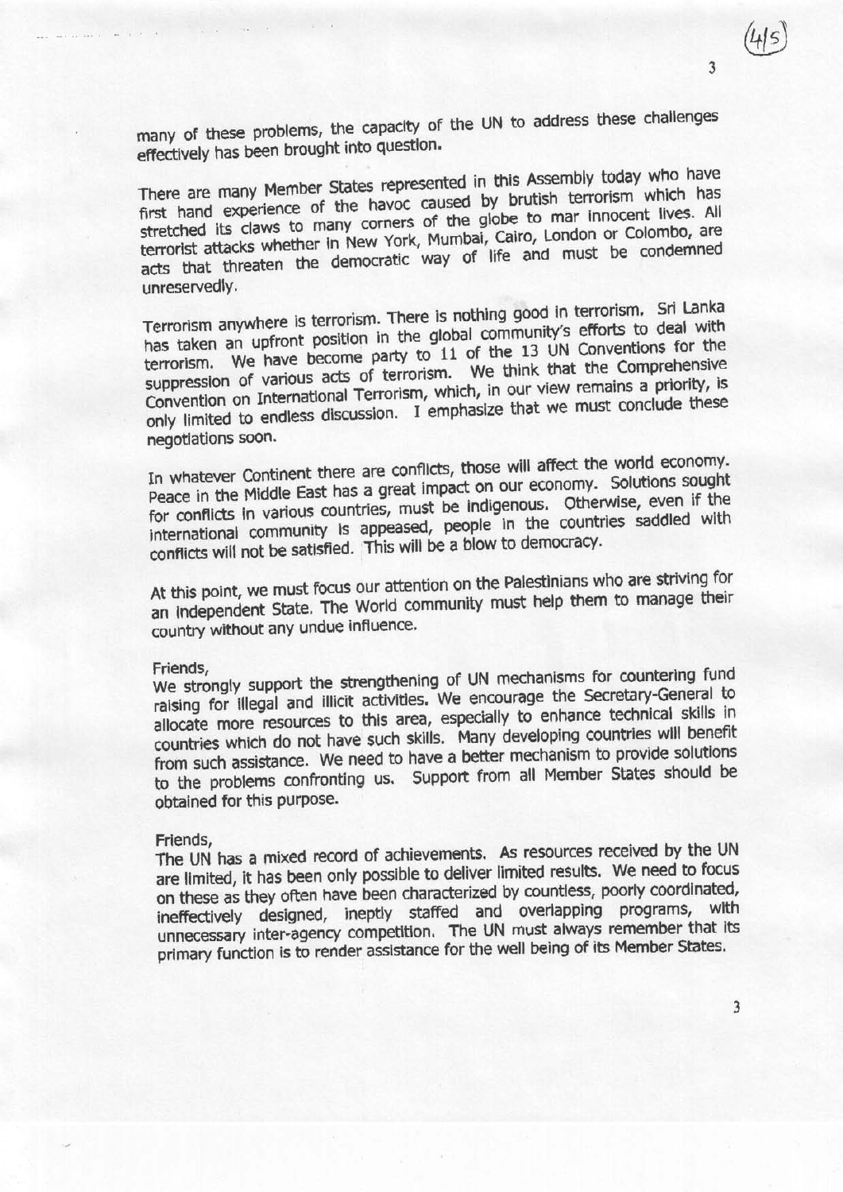many of these problems, the capacity of the UN to address these challenges effectively has been brought into question.

There are many Member States represented in this Assembly today who have first hand experience of the havoc caused by brutish terrorism which has stretched its claws to many corners of the globe to mar innocent lives. All terrorist attacks whether in New York, Mumbai, Cairo, London or Colombo, are acts that threaten the democratic way of life and must be condemned unreservedly.

Terrorism anywhere is terrorism. There is nothing good in terrorism. Sri Lanka has taken an upfront position in the global community's efforts to deal with terrorism. We have become party to 11 of the 13 UN Conventions for the suppression of various acts of terrorism. We think that the Comprehensive Convention on International Terrorism, which, in our view remains a priority, is only limited to endless discussion. I emphasize that we must conclude these negotiations soon.

In whatever Continent there are conflicts, those will affect the world economy. Peace in the Middle East has a great impact on our economy. Solutions sought for conflicts in various countries, must be indigenous. Otherwise, even if the international community is appeased, people in the countries saddled with conflicts will not be satisfied. This will be a blow to democracy.

At this point, we must focus our attention on the Palestinians who are striving for an independent State. The World community must help them to manage their country without any undue influence.

Friends,
We strongly support the strengthening of UN mechanisms for countering fund raising for illegal and illicit activities. We encourage the Secretary-General to allocate more resources to this area, especially to enhance technical skills in countries which do not have such skills. Many developing countries will benefit from such assistance. We need to have a better mechanism to provide solutions to the problems confronting us. Support from all Member States should be obtained for this purpose.

Friends,
The UN has a mixed record of achievements. As resources received by the UN are limited, it has been only possible to deliver limited results. We need to focus on these as they often have been characterized by countless, poorly coordinated, ineffectively designed, ineptly staffed and overlapping programs, with unnecessary inter-agency competition. The UN must always remember that its primary function is to render assistance for the well being of its Member States.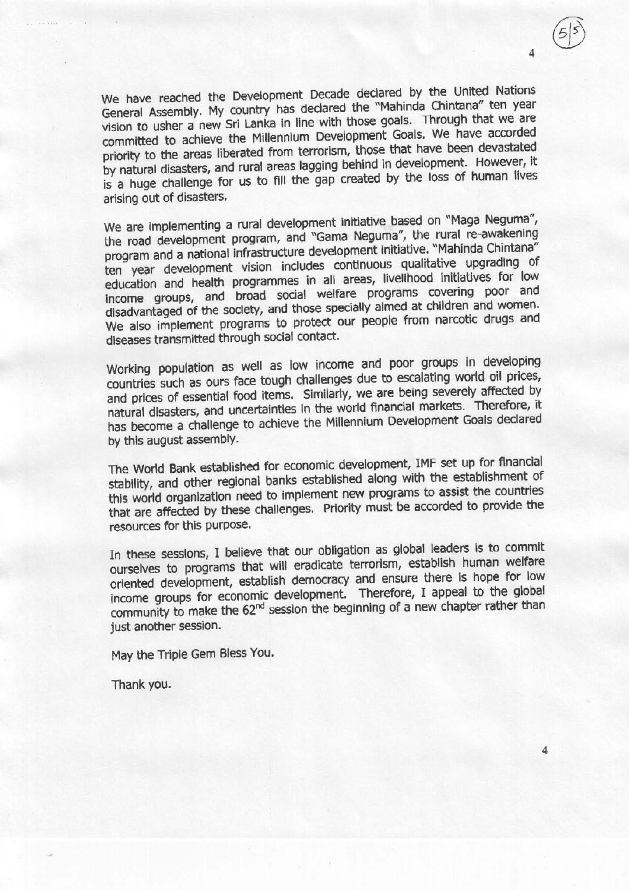We have reached the Development Decade declared by the United Nations General Assembly. My country has declared the "Mahinda Chintana" ten year vision to usher a new Sri Lanka in line with those goals. Through that we are committed to achieve the Millennium Development Goals. We have accorded priority to the areas liberated from terrorism, those that have been devastated by natural disasters, and rural areas lagging behind in development. However, it is a huge challenge for us to fill the gap created by the loss of human lives arising out of disasters.

We are implementing a rural development initiative based on "Maga Neguma", the road development program, and "Gama Neguma", the rural re-awakening program and a national infrastructure development initiative. "Mahinda Chintana" ten year development vision includes continuous qualitative upgrading of education and health programmes in all areas, livelihood initiatives for low income groups, and broad social welfare programs covering poor and disadvantaged of the society, and those specially aimed at children and women. We also implement programs to protect our people from narcotic drugs and diseases transmitted through social contact.

Working population as well as low income and poor groups in developing countries such as ours face tough challenges due to escalating world oil prices, and prices of essential food items. Similarly, we are being severely affected by natural disasters, and uncertainties in the world financial markets. Therefore, it has become a challenge to achieve the Millennium Development Goals declared by this august assembly.

The World Bank established for economic development, IMF set up for financial stability, and other regional banks established along with the establishment of this world organization need to implement new programs to assist the countries that are affected by these challenges. Priority must be accorded to provide the resources for this purpose.

In these sessions, I believe that our obligation as global leaders is to commit ourselves to programs that will eradicate terrorism, establish human welfare oriented development, establish democracy and ensure there is hope for low income groups for economic development. Therefore, I appeal to the global community to make the 62nd session the beginning of a new chapter rather than just another session.

May the Triple Gem Bless You.

Thank you.